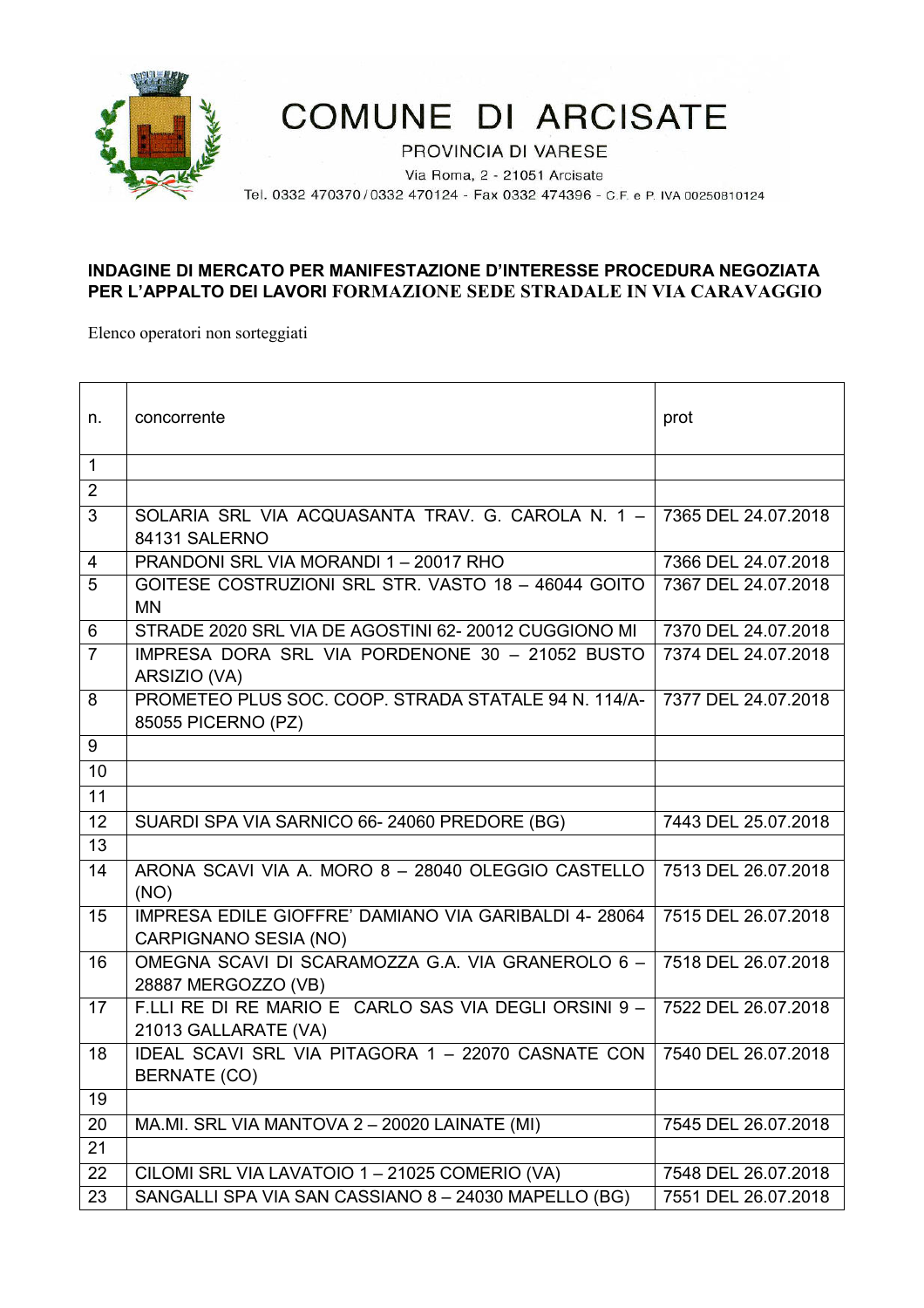# COMUNE DI ARCISATE

PROVINCIA DI VARESE

Via Roma, 2 - 21051 Arcisate

Tel. 0332 470370 / 0332 470124 - Fax 0332 474396 - C.F. e P. IVA 00250810124

**INDAGINE DI MERCATO PER MANIFESTAZIONE D'INTERESSE PROCEDURA NEGOZIATA PER L'APPALTO DEI LAVORI FORMAZIONE SEDE STRADALE IN VIA CARAVAGGIO**

Elenco operatori non sorteggiati

| n. | concorrente | prot |
|---|---|---|
| 1 | | |
| 2 | | |
| 3 | SOLARIA SRL VIA ACQUASANTA TRAV. G. CAROLA N. 1 – 84131 SALERNO | 7365 DEL 24.07.2018 |
| 4 | PRANDONI SRL VIA MORANDI 1 – 20017 RHO | 7366 DEL 24.07.2018 |
| 5 | GOITESE COSTRUZIONI SRL STR. VASTO 18 – 46044 GOITO MN | 7367 DEL 24.07.2018 |
| 6 | STRADE 2020 SRL VIA DE AGOSTINI 62- 20012 CUGGIONO MI | 7370 DEL 24.07.2018 |
| 7 | IMPRESA DORA SRL VIA PORDENONE 30 – 21052 BUSTO ARSIZIO (VA) | 7374 DEL 24.07.2018 |
| 8 | PROMETEO PLUS SOC. COOP. STRADA STATALE 94 N. 114/A- 85055 PICERNO (PZ) | 7377 DEL 24.07.2018 |
| 9 | | |
| 10 | | |
| 11 | | |
| 12 | SUARDI SPA VIA SARNICO 66- 24060 PREDORE (BG) | 7443 DEL 25.07.2018 |
| 13 | | |
| 14 | ARONA SCAVI VIA A. MORO 8 – 28040 OLEGGIO CASTELLO (NO) | 7513 DEL 26.07.2018 |
| 15 | IMPRESA EDILE GIOFFRE' DAMIANO VIA GARIBALDI 4- 28064 CARPIGNANO SESIA (NO) | 7515 DEL 26.07.2018 |
| 16 | OMEGNA SCAVI DI SCARAMOZZA G.A. VIA GRANEROLO 6 – 28887 MERGOZZO (VB) | 7518 DEL 26.07.2018 |
| 17 | F.LLI RE DI RE MARIO E CARLO SAS VIA DEGLI ORSINI 9 – 21013 GALLARATE (VA) | 7522 DEL 26.07.2018 |
| 18 | IDEAL SCAVI SRL VIA PITAGORA 1 – 22070 CASNATE CON BERNATE (CO) | 7540 DEL 26.07.2018 |
| 19 | | |
| 20 | MA.MI. SRL VIA MANTOVA 2 – 20020 LAINATE (MI) | 7545 DEL 26.07.2018 |
| 21 | | |
| 22 | CILOMI SRL VIA LAVATOIO 1 – 21025 COMERIO (VA) | 7548 DEL 26.07.2018 |
| 23 | SANGALLI SPA VIA SAN CASSIANO 8 – 24030 MAPELLO (BG) | 7551 DEL 26.07.2018 |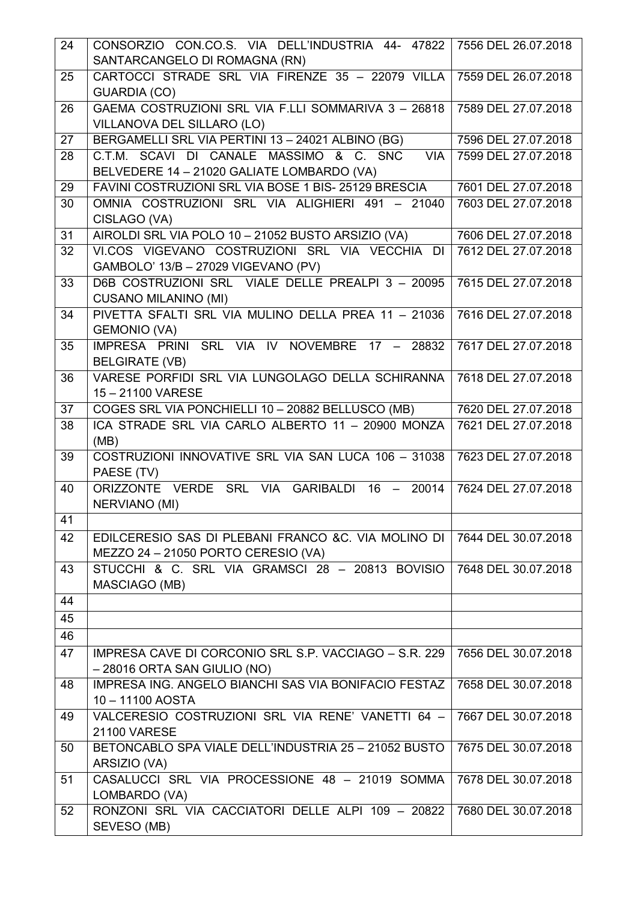| | | |
|---|---|---|
| 24 | CONSORZIO CON.CO.S. VIA DELL'INDUSTRIA 44- 47822 SANTARCANGELO DI ROMAGNA (RN) | 7556 DEL 26.07.2018 |
| 25 | CARTOCCI STRADE SRL VIA FIRENZE 35 – 22079 VILLA GUARDIA (CO) | 7559 DEL 26.07.2018 |
| 26 | GAEMA COSTRUZIONI SRL VIA F.LLI SOMMARIVA 3 – 26818 VILLANOVA DEL SILLARO (LO) | 7589 DEL 27.07.2018 |
| 27 | BERGAMELLI SRL VIA PERTINI 13 – 24021 ALBINO (BG) | 7596 DEL 27.07.2018 |
| 28 | C.T.M. SCAVI DI CANALE MASSIMO & C. SNC VIA BELVEDERE 14 – 21020 GALIATE LOMBARDO (VA) | 7599 DEL 27.07.2018 |
| 29 | FAVINI COSTRUZIONI SRL VIA BOSE 1 BIS- 25129 BRESCIA | 7601 DEL 27.07.2018 |
| 30 | OMNIA COSTRUZIONI SRL VIA ALIGHIERI 491 – 21040 CISLAGO (VA) | 7603 DEL 27.07.2018 |
| 31 | AIROLDI SRL VIA POLO 10 – 21052 BUSTO ARSIZIO (VA) | 7606 DEL 27.07.2018 |
| 32 | VI.COS VIGEVANO COSTRUZIONI SRL VIA VECCHIA DI GAMBOLO' 13/B – 27029 VIGEVANO (PV) | 7612 DEL 27.07.2018 |
| 33 | D6B COSTRUZIONI SRL VIALE DELLE PREALPI 3 – 20095 CUSANO MILANINO (MI) | 7615 DEL 27.07.2018 |
| 34 | PIVETTA SFALTI SRL VIA MULINO DELLA PREA 11 – 21036 GEMONIO (VA) | 7616 DEL 27.07.2018 |
| 35 | IMPRESA PRINI SRL VIA IV NOVEMBRE 17 – 28832 BELGIRATE (VB) | 7617 DEL 27.07.2018 |
| 36 | VARESE PORFIDI SRL VIA LUNGOLAGO DELLA SCHIRANNA 15 – 21100 VARESE | 7618 DEL 27.07.2018 |
| 37 | COGES SRL VIA PONCHIELLI 10 – 20882 BELLUSCO (MB) | 7620 DEL 27.07.2018 |
| 38 | ICA STRADE SRL VIA CARLO ALBERTO 11 – 20900 MONZA (MB) | 7621 DEL 27.07.2018 |
| 39 | COSTRUZIONI INNOVATIVE SRL VIA SAN LUCA 106 – 31038 PAESE (TV) | 7623 DEL 27.07.2018 |
| 40 | ORIZZONTE VERDE SRL VIA GARIBALDI 16 – 20014 NERVIANO (MI) | 7624 DEL 27.07.2018 |
| 41 | | |
| 42 | EDILCERESIO SAS DI PLEBANI FRANCO &C. VIA MOLINO DI MEZZO 24 – 21050 PORTO CERESIO (VA) | 7644 DEL 30.07.2018 |
| 43 | STUCCHI & C. SRL VIA GRAMSCI 28 – 20813 BOVISIO MASCIAGO (MB) | 7648 DEL 30.07.2018 |
| 44 | | |
| 45 | | |
| 46 | | |
| 47 | IMPRESA CAVE DI CORCONIO SRL S.P. VACCIAGO – S.R. 229 – 28016 ORTA SAN GIULIO (NO) | 7656 DEL 30.07.2018 |
| 48 | IMPRESA ING. ANGELO BIANCHI SAS VIA BONIFACIO FESTAZ 10 – 11100 AOSTA | 7658 DEL 30.07.2018 |
| 49 | VALCERESIO COSTRUZIONI SRL VIA RENE' VANETTI 64 – 21100 VARESE | 7667 DEL 30.07.2018 |
| 50 | BETONCABLO SPA VIALE DELL'INDUSTRIA 25 – 21052 BUSTO ARSIZIO (VA) | 7675 DEL 30.07.2018 |
| 51 | CASALUCCI SRL VIA PROCESSIONE 48 – 21019 SOMMA LOMBARDO (VA) | 7678 DEL 30.07.2018 |
| 52 | RONZONI SRL VIA CACCIATORI DELLE ALPI 109 – 20822 SEVESO (MB) | 7680 DEL 30.07.2018 |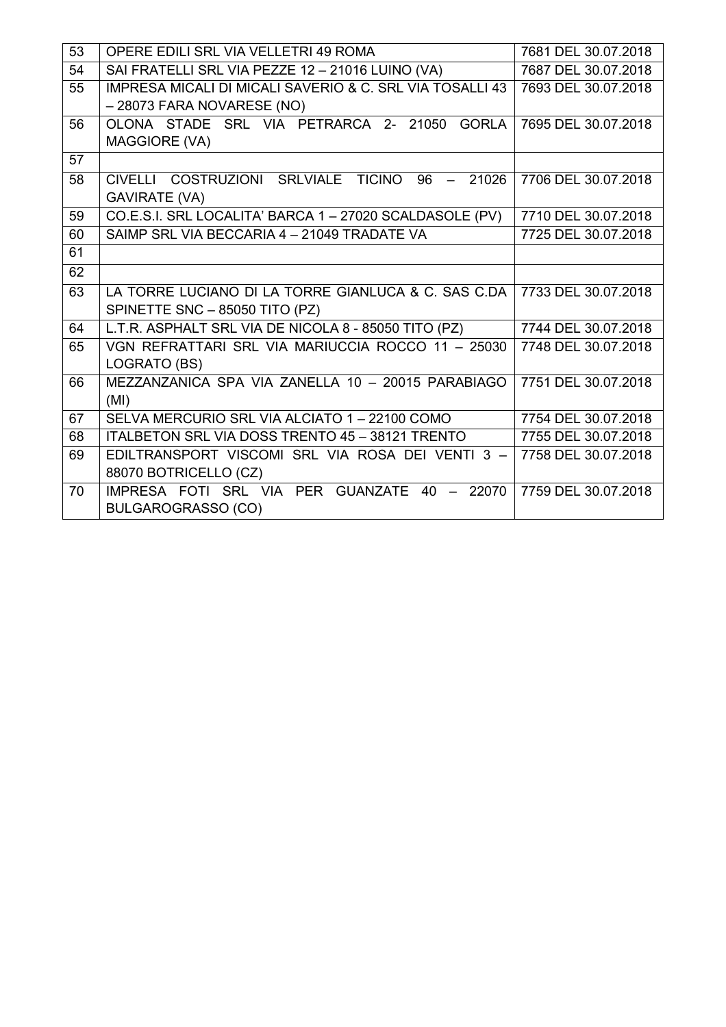| | | |
|---|---|---|
| 53 | OPERE EDILI SRL VIA VELLETRI 49 ROMA | 7681 DEL 30.07.2018 |
| 54 | SAI FRATELLI SRL VIA PEZZE 12 – 21016 LUINO (VA) | 7687 DEL 30.07.2018 |
| 55 | IMPRESA MICALI DI MICALI SAVERIO & C. SRL VIA TOSALLI 43 – 28073 FARA NOVARESE (NO) | 7693 DEL 30.07.2018 |
| 56 | OLONA STADE SRL VIA PETRARCA 2- 21050 GORLA MAGGIORE (VA) | 7695 DEL 30.07.2018 |
| 57 | | |
| 58 | CIVELLI COSTRUZIONI SRLVIALE TICINO 96 – 21026 GAVIRATE (VA) | 7706 DEL 30.07.2018 |
| 59 | CO.E.S.I. SRL LOCALITA' BARCA 1 – 27020 SCALDASOLE (PV) | 7710 DEL 30.07.2018 |
| 60 | SAIMP SRL VIA BECCARIA 4 – 21049 TRADATE VA | 7725 DEL 30.07.2018 |
| 61 | | |
| 62 | | |
| 63 | LA TORRE LUCIANO DI LA TORRE GIANLUCA & C. SAS C.DA SPINETTE SNC – 85050 TITO (PZ) | 7733 DEL 30.07.2018 |
| 64 | L.T.R. ASPHALT SRL VIA DE NICOLA 8 - 85050 TITO (PZ) | 7744 DEL 30.07.2018 |
| 65 | VGN REFRATTARI SRL VIA MARIUCCIA ROCCO 11 – 25030 LOGRATO (BS) | 7748 DEL 30.07.2018 |
| 66 | MEZZANZANICA SPA VIA ZANELLA 10 – 20015 PARABIAGO (MI) | 7751 DEL 30.07.2018 |
| 67 | SELVA MERCURIO SRL VIA ALCIATO 1 – 22100 COMO | 7754 DEL 30.07.2018 |
| 68 | ITALBETON SRL VIA DOSS TRENTO 45 – 38121 TRENTO | 7755 DEL 30.07.2018 |
| 69 | EDILTRANSPORT VISCOMI SRL VIA ROSA DEI VENTI 3 – 88070 BOTRICELLO (CZ) | 7758 DEL 30.07.2018 |
| 70 | IMPRESA FOTI SRL VIA PER GUANZATE 40 – 22070 BULGAROGRASSO (CO) | 7759 DEL 30.07.2018 |